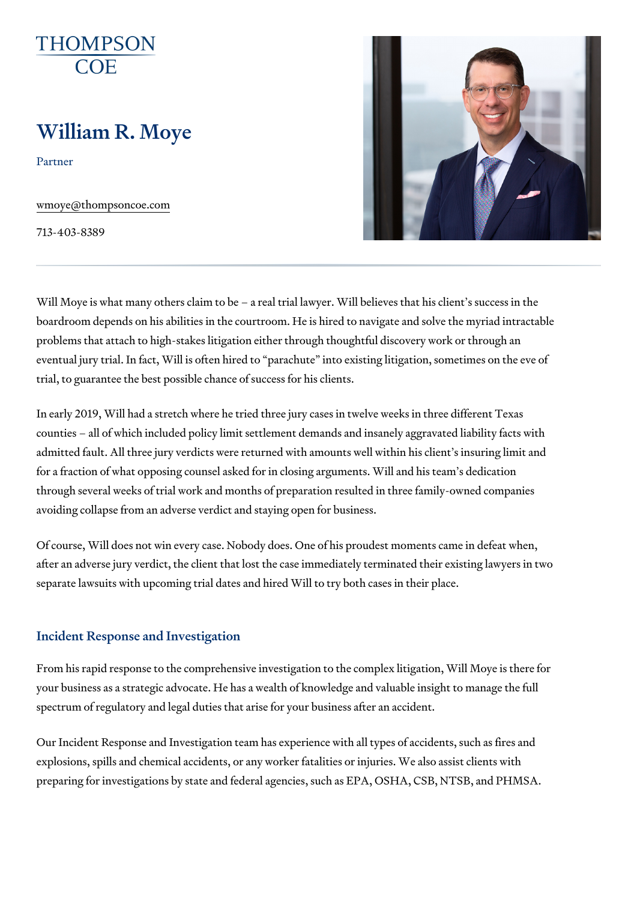THOMPSON COE

# William R. Moye

Partner

wmoye@thompsoncoe.com

713-403-8389

Will Moye is what many others claim to be – a real trial lawyer. Will believes that his client's success in the boardroom depends on his abilities in the courtroom. He is hired to navigate and solve the myriad intractable problems that attach to high-stakes litigation either through thoughtful discovery work or through an eventual jury trial. In fact, Will is often hired to "parachute" into existing litigation, sometimes on the eve of trial, to guarantee the best possible chance of success for his clients.

In early 2019, Will had a stretch where he tried three jury cases in twelve weeks in three different Texas counties – all of which included policy limit settlement demands and insanely aggravated liability facts with admitted fault. All three jury verdicts were returned with amounts well within his client's insuring limit and for a fraction of what opposing counsel asked for in closing arguments. Will and his team's dedication through several weeks of trial work and months of preparation resulted in three family-owned companies avoiding collapse from an adverse verdict and staying open for business.

Of course, Will does not win every case. Nobody does. One of his proudest moments came in defeat when, after an adverse jury verdict, the client that lost the case immediately terminated their existing lawyers in two separate lawsuits with upcoming trial dates and hired Will to try both cases in their place.

## Incident Response and Investigation

From his rapid response to the comprehensive investigation to the complex litigation, Will Moye is there for your business as a strategic advocate. He has a wealth of knowledge and valuable insight to manage the full spectrum of regulatory and legal duties that arise for your business after an accident.

Our Incident Response and Investigation team has experience with all types of accidents, such as fires and explosions, spills and chemical accidents, or any worker fatalities or injuries. We also assist clients with preparing for investigations by state and federal agencies, such as EPA, OSHA, CSB, NTSB, and PHMSA.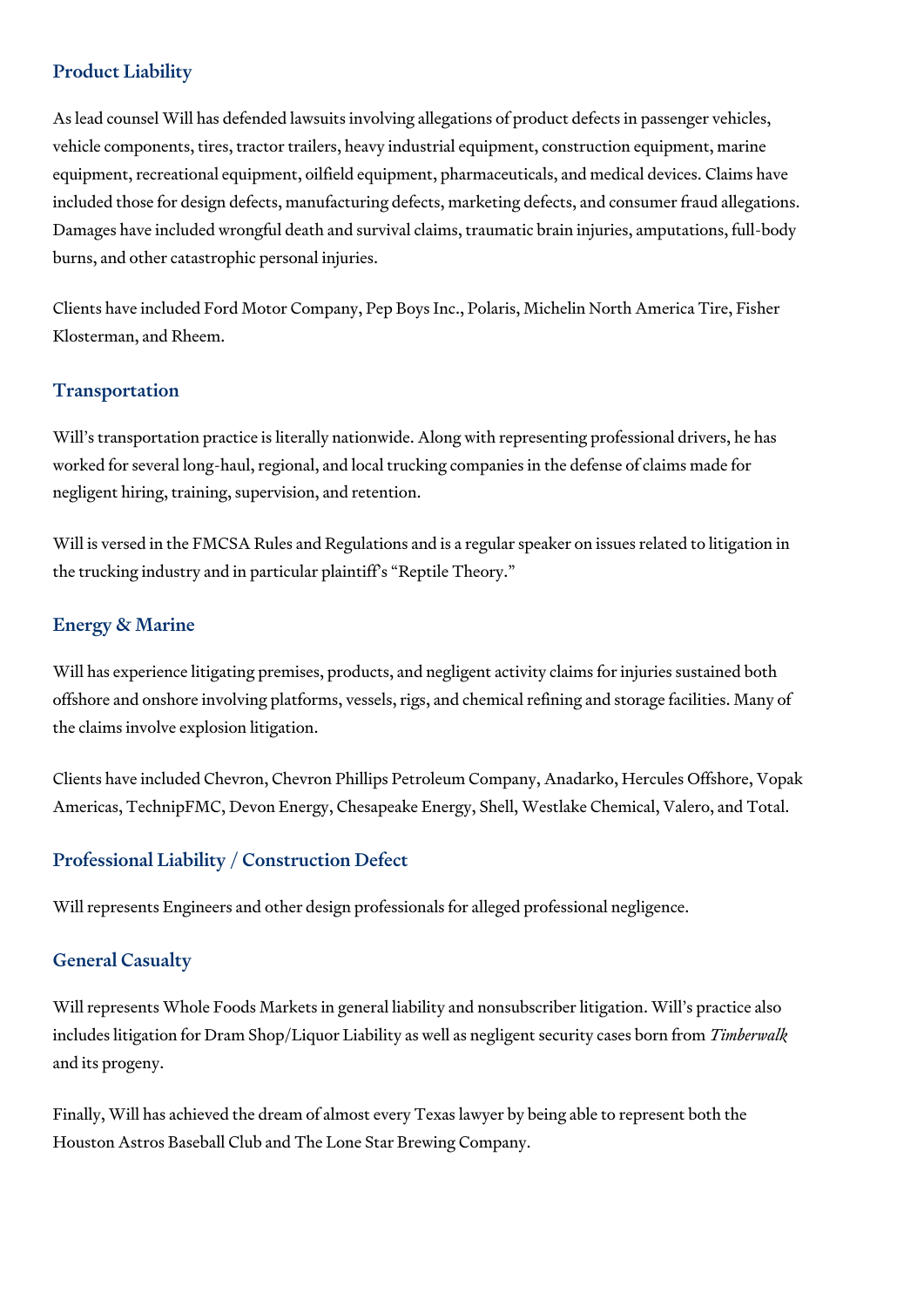## Product Liability

As lead counsel Will has defended lawsuits involving allegations of product defects in passenger vehicles, vehicle components, tires, tractor trailers, heavy industrial equipment, construction equipment, marine equipment, recreational equipment, oilfield equipment, pharmaceuticals, and medical devices. Claims have included those for design defects, manufacturing defects, marketing defects, and consumer fraud allegations. Damages have included wrongful death and survival claims, traumatic brain injuries, amputations, full-body burns, and other catastrophic personal injuries.

Clients have included Ford Motor Company, Pep Boys Inc., Polaris, Michelin North America Tire, Fisher Klosterman, and Rheem.

## Transportation

Will's transportation practice is literally nationwide. Along with representing professional drivers, he has worked for several long-haul, regional, and local trucking companies in the defense of claims made for negligent hiring, training, supervision, and retention.

Will is versed in the FMCSA Rules and Regulations and is a regular speaker on issues related to litigation in the trucking industry and in particular plaintiff's "Reptile Theory."

## Energy & Marine

Will has experience litigating premises, products, and negligent activity claims for injuries sustained both offshore and onshore involving platforms, vessels, rigs, and chemical refining and storage facilities. Many of the claims involve explosion litigation.

Clients have included Chevron, Chevron Phillips Petroleum Company, Anadarko, Hercules Offshore, Vopak Americas, TechnipFMC, Devon Energy, Chesapeake Energy, Shell, Westlake Chemical, Valero, and Total.

## Professional Liability / Construction Defect

Will represents Engineers and other design professionals for alleged professional negligence.

## General Casualty

Will represents Whole Foods Markets in general liability and nonsubscriber litigation. Will's practice also includes litigation for Dram Shop/Liquor Liability as well as negligent security cases born from *Timberwalk* and its progeny.

Finally, Will has achieved the dream of almost every Texas lawyer by being able to represent both the Houston Astros Baseball Club and The Lone Star Brewing Company.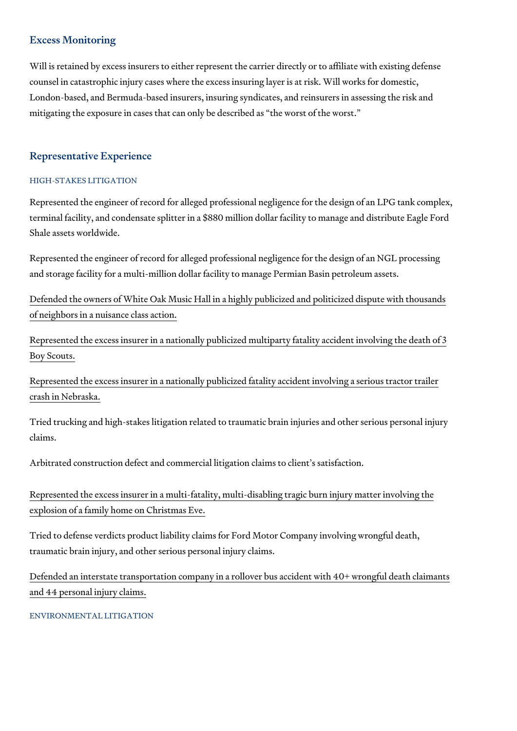## Excess Monitoring

Will is retained by excess insurers to either represent the carrier directly or to affiliate with existing defense counsel in catastrophic injury cases where the excess insuring layer is at risk. Will works for domestic, London-based, and Bermuda-based insurers, insuring syndicates, and reinsurers in assessing the risk and mitigating the exposure in cases that can only be described as “the worst of the worst.”

## Representative Experience

### HIGH-STAKES LITIGATION

Represented the engineer of record for alleged professional negligence for the design of an LPG tank complex, terminal facility, and condensate splitter in a $880 million dollar facility to manage and distribute Eagle Ford Shale assets worldwide.

Represented the engineer of record for alleged professional negligence for the design of an NGL processing and storage facility for a multi-million dollar facility to manage Permian Basin petroleum assets.

Defended the owners of White Oak Music Hall in a highly publicized and politicized dispute with thousands of neighbors in a nuisance class action.

Represented the excess insurer in a nationally publicized multiparty fatality accident involving the death of 3 Boy Scouts.

Represented the excess insurer in a nationally publicized fatality accident involving a serious tractor trailer crash in Nebraska.

Tried trucking and high-stakes litigation related to traumatic brain injuries and other serious personal injury claims.

Arbitrated construction defect and commercial litigation claims to client’s satisfaction.

Represented the excess insurer in a multi-fatality, multi-disabling tragic burn injury matter involving the explosion of a family home on Christmas Eve.

Tried to defense verdicts product liability claims for Ford Motor Company involving wrongful death, traumatic brain injury, and other serious personal injury claims.

Defended an interstate transportation company in a rollover bus accident with 40+ wrongful death claimants and 44 personal injury claims.

### ENVIRONMENTAL LITIGATION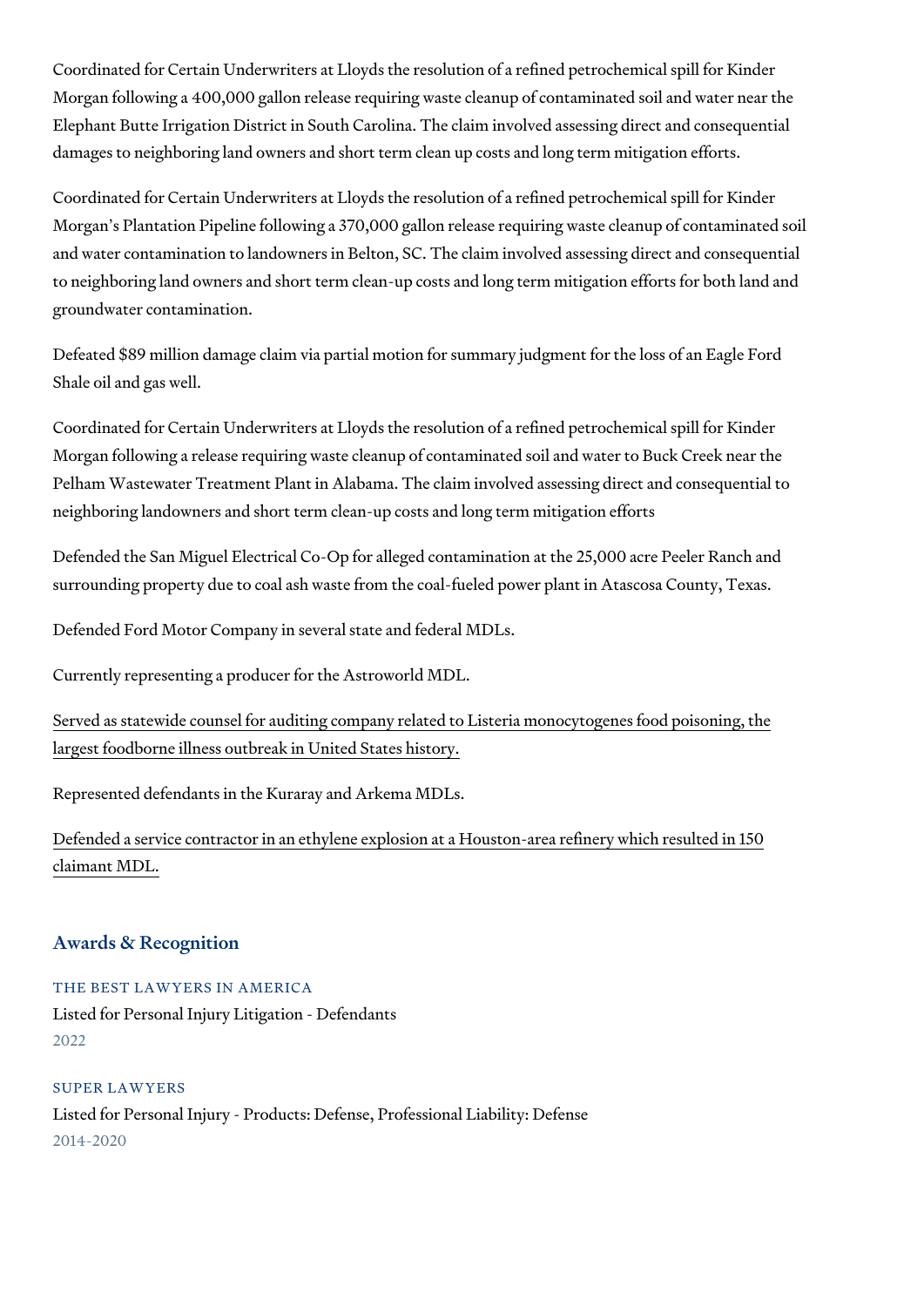Coordinated for Certain Underwriters at Lloyds the resolution of a refined petrochemical spill for Kinder Morgan following a 400,000 gallon release requiring waste cleanup of contaminated soil and water near the Elephant Butte Irrigation District in South Carolina. The claim involved assessing direct and consequential damages to neighboring land owners and short term clean up costs and long term mitigation efforts.

Coordinated for Certain Underwriters at Lloyds the resolution of a refined petrochemical spill for Kinder Morgan's Plantation Pipeline following a 370,000 gallon release requiring waste cleanup of contaminated soil and water contamination to landowners in Belton, SC. The claim involved assessing direct and consequential to neighboring land owners and short term clean-up costs and long term mitigation efforts for both land and groundwater contamination.

Defeated $89 million damage claim via partial motion for summary judgment for the loss of an Eagle Ford Shale oil and gas well.

Coordinated for Certain Underwriters at Lloyds the resolution of a refined petrochemical spill for Kinder Morgan following a release requiring waste cleanup of contaminated soil and water to Buck Creek near the Pelham Wastewater Treatment Plant in Alabama. The claim involved assessing direct and consequential to neighboring landowners and short term clean-up costs and long term mitigation efforts

Defended the San Miguel Electrical Co-Op for alleged contamination at the 25,000 acre Peeler Ranch and surrounding property due to coal ash waste from the coal-fueled power plant in Atascosa County, Texas.

Defended Ford Motor Company in several state and federal MDLs.

Currently representing a producer for the Astroworld MDL.

Served as statewide counsel for auditing company related to Listeria monocytogenes food poisoning, the largest foodborne illness outbreak in United States history.

Represented defendants in the Kuraray and Arkema MDLs.

Defended a service contractor in an ethylene explosion at a Houston-area refinery which resulted in 150 claimant MDL.

## Awards & Recognition

THE BEST LAWYERS IN AMERICA

Listed for Personal Injury Litigation - Defendants

2022

SUPER LAWYERS

Listed for Personal Injury - Products: Defense, Professional Liability: Defense

2014-2020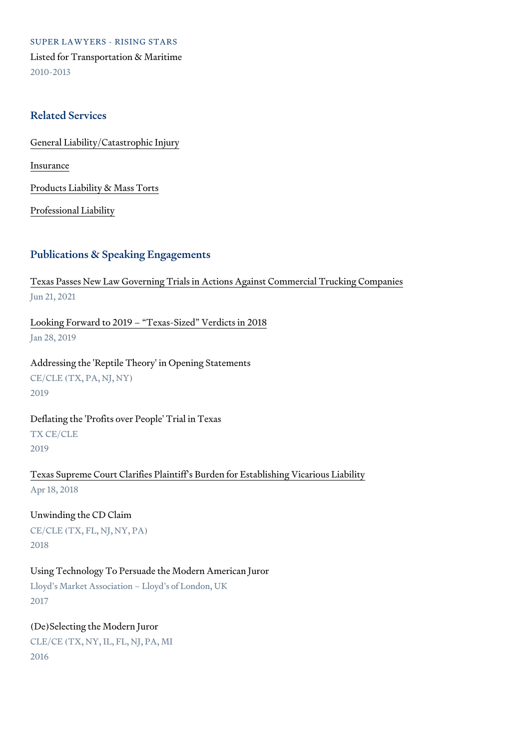SUPER LAWYERS - RISING STARS

Listed for Transportation & Maritime

2010-2013

## Related Services

General Liability/Catastrophic Injury

Insurance

Products Liability & Mass Torts

Professional Liability

## Publications & Speaking Engagements

Texas Passes New Law Governing Trials in Actions Against Commercial Trucking Companies

Jun 21, 2021

Looking Forward to 2019 – "Texas-Sized" Verdicts in 2018

Jan 28, 2019

Addressing the 'Reptile Theory' in Opening Statements

CE/CLE (TX, PA, NJ, NY)

2019

Deflating the 'Profits over People' Trial in Texas

TX CE/CLE

2019

Texas Supreme Court Clarifies Plaintiff's Burden for Establishing Vicarious Liability

Apr 18, 2018

Unwinding the CD Claim

CE/CLE (TX, FL, NJ, NY, PA)

2018

Using Technology To Persuade the Modern American Juror

Lloyd's Market Association – Lloyd's of London, UK

2017

(De)Selecting the Modern Juror

CLE/CE (TX, NY, IL, FL, NJ, PA, MI

2016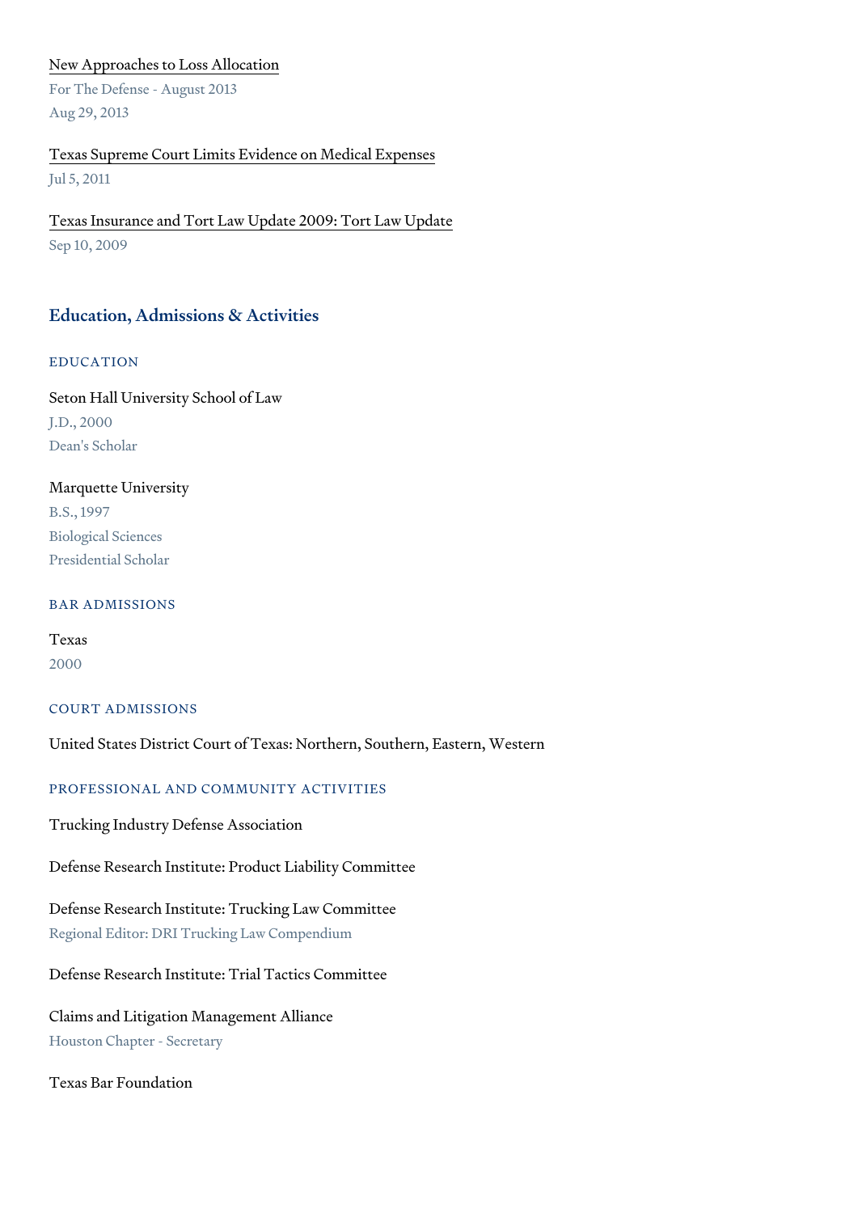[New Approaches to Loss Allocation]

For The Defense - August 2013

Aug 29, 2013

[Texas Supreme Court Limits Evidence on Medical Expenses]

Jul 5, 2011

[Texas Insurance and Tort Law Update 2009: Tort Law Update]

Sep 10, 2009

## Education, Admissions & Activities

### EDUCATION

Seton Hall University School of Law

J.D., 2000

Dean's Scholar

Marquette University

B.S., 1997

Biological Sciences

Presidential Scholar

### BAR ADMISSIONS

Texas

2000

### COURT ADMISSIONS

United States District Court of Texas: Northern, Southern, Eastern, Western

### PROFESSIONAL AND COMMUNITY ACTIVITIES

Trucking Industry Defense Association

Defense Research Institute: Product Liability Committee

Defense Research Institute: Trucking Law Committee

Regional Editor: DRI Trucking Law Compendium

Defense Research Institute: Trial Tactics Committee

Claims and Litigation Management Alliance

Houston Chapter - Secretary

Texas Bar Foundation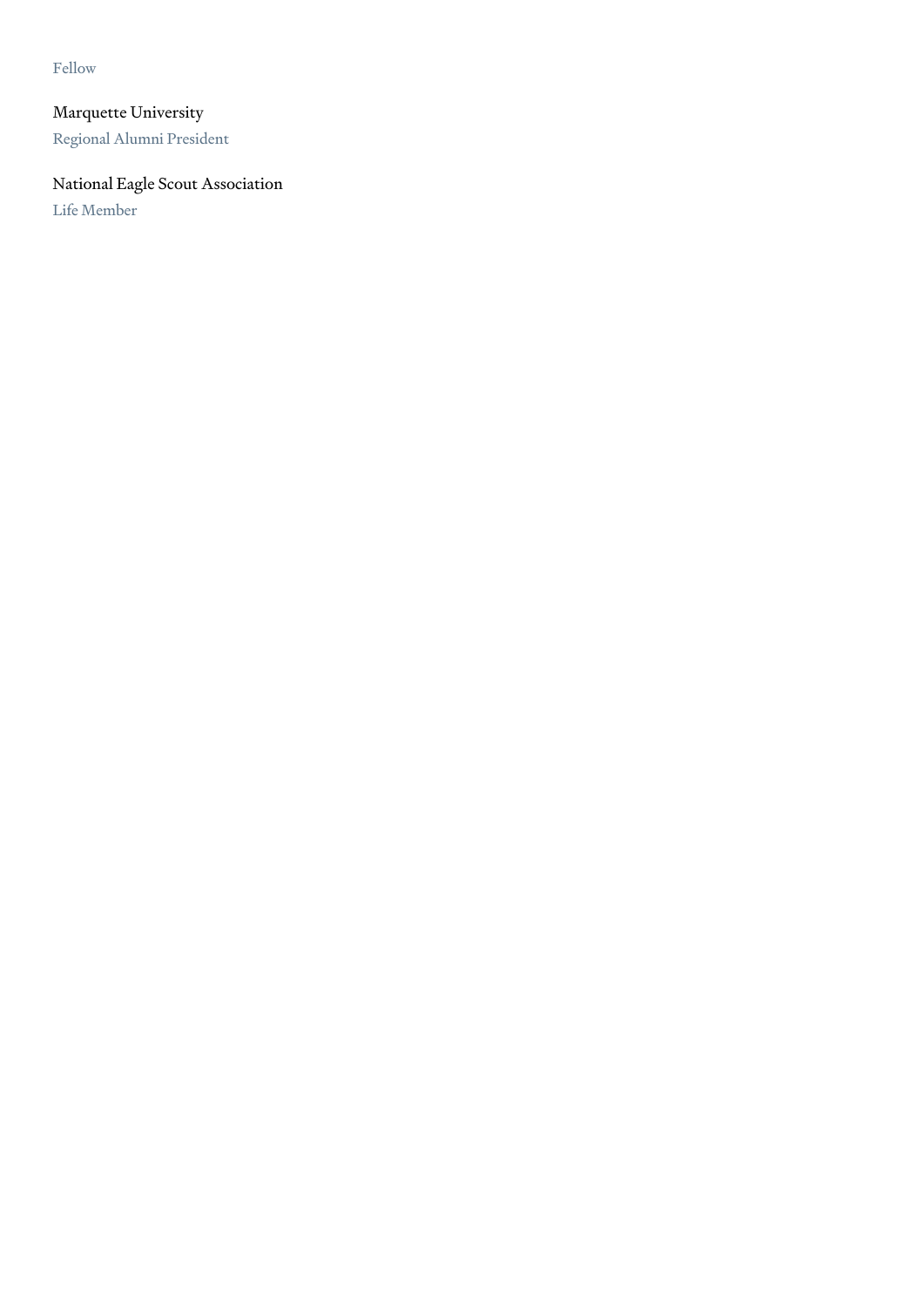Fellow

Marquette University

Regional Alumni President

National Eagle Scout Association

Life Member